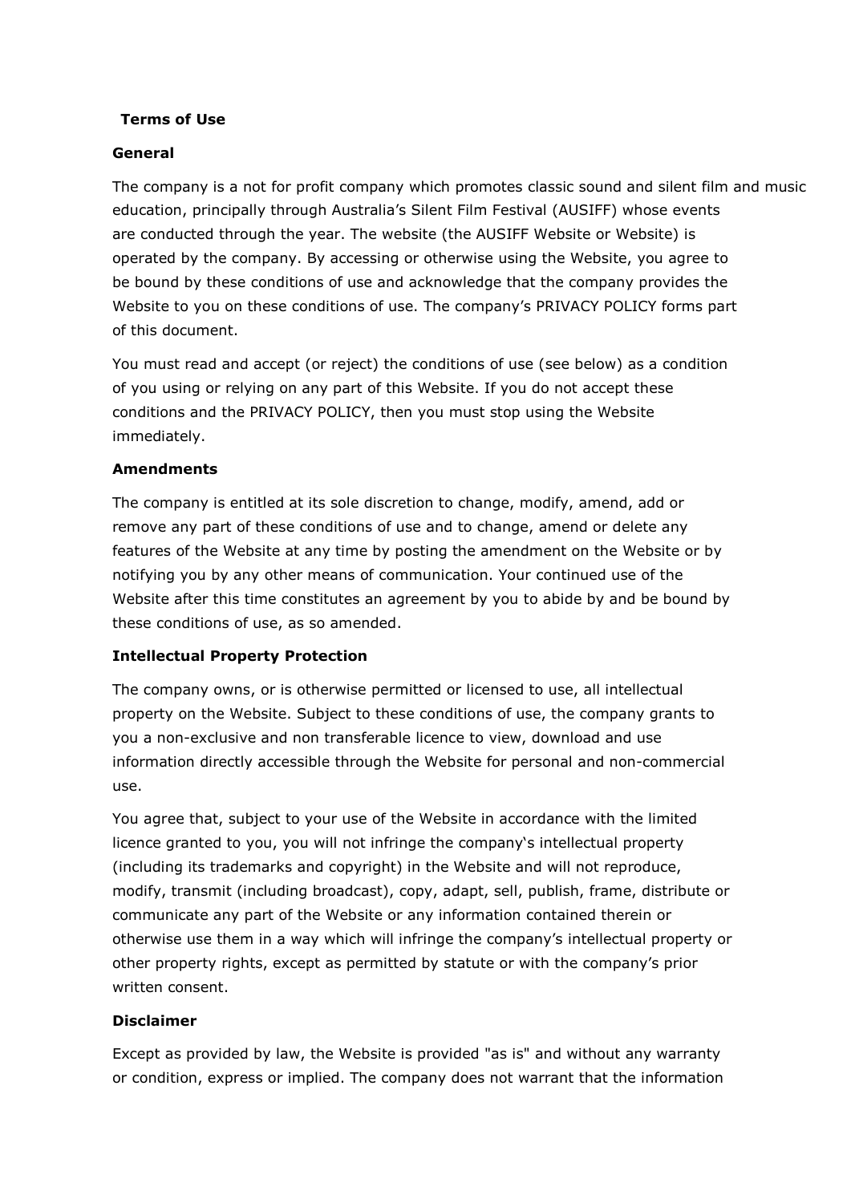**Terms of Use**

**General**

The company is a not for profit company which promotes classic sound and silent film and music education, principally through Australia's Silent Film Festival (AUSIFF) whose events are conducted through the year. The website (the AUSIFF Website or Website) is operated by the company. By accessing or otherwise using the Website, you agree to be bound by these conditions of use and acknowledge that the company provides the Website to you on these conditions of use. The company's PRIVACY POLICY forms part of this document.

You must read and accept (or reject) the conditions of use (see below) as a condition of you using or relying on any part of this Website. If you do not accept these conditions and the PRIVACY POLICY, then you must stop using the Website immediately.

**Amendments**

The company is entitled at its sole discretion to change, modify, amend, add or remove any part of these conditions of use and to change, amend or delete any features of the Website at any time by posting the amendment on the Website or by notifying you by any other means of communication. Your continued use of the Website after this time constitutes an agreement by you to abide by and be bound by these conditions of use, as so amended.

**Intellectual Property Protection**

The company owns, or is otherwise permitted or licensed to use, all intellectual property on the Website. Subject to these conditions of use, the company grants to you a non-exclusive and non transferable licence to view, download and use information directly accessible through the Website for personal and non-commercial use.

You agree that, subject to your use of the Website in accordance with the limited licence granted to you, you will not infringe the company's intellectual property (including its trademarks and copyright) in the Website and will not reproduce, modify, transmit (including broadcast), copy, adapt, sell, publish, frame, distribute or communicate any part of the Website or any information contained therein or otherwise use them in a way which will infringe the company's intellectual property or other property rights, except as permitted by statute or with the company's prior written consent.

**Disclaimer**

Except as provided by law, the Website is provided "as is" and without any warranty or condition, express or implied. The company does not warrant that the information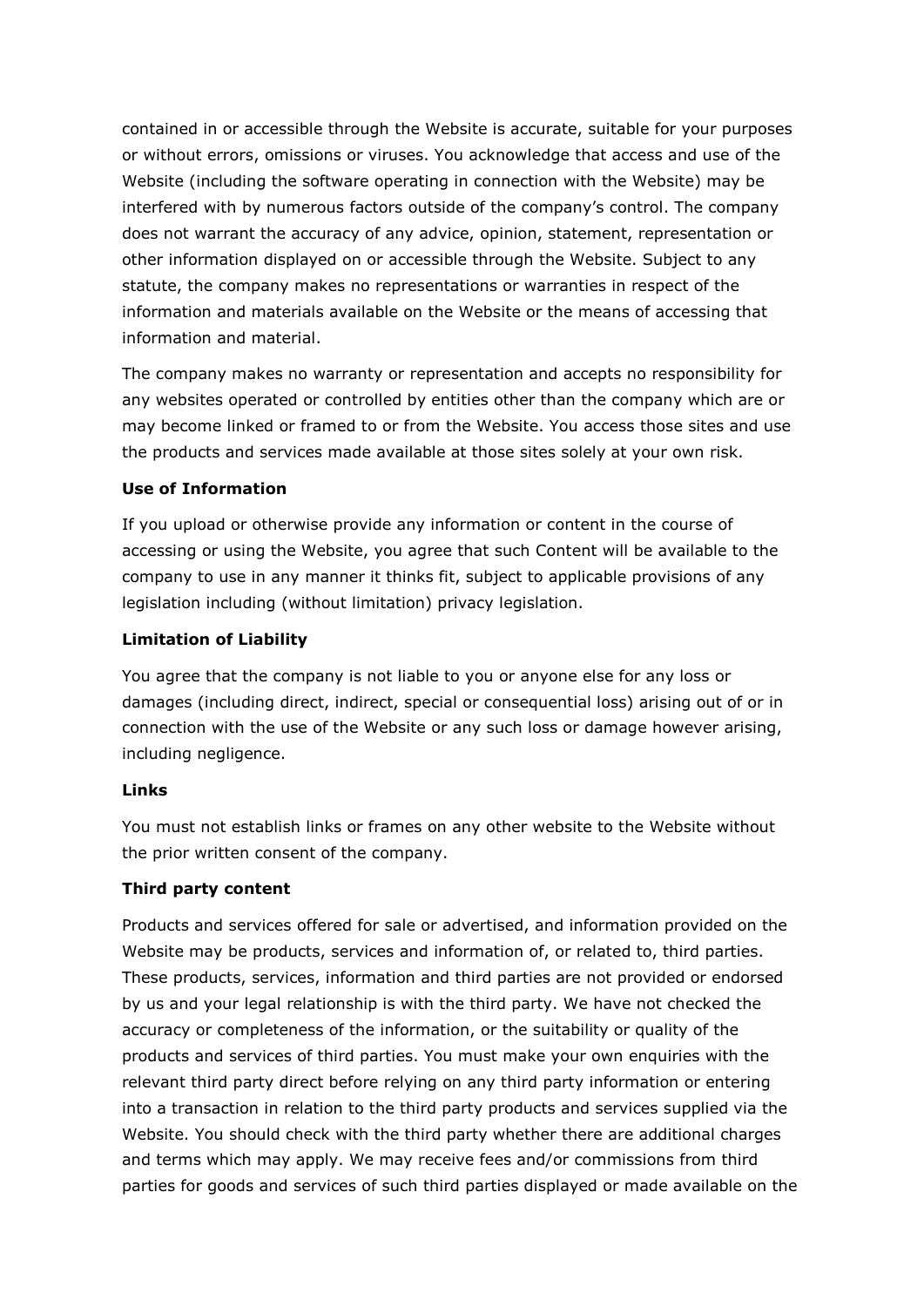contained in or accessible through the Website is accurate, suitable for your purposes or without errors, omissions or viruses. You acknowledge that access and use of the Website (including the software operating in connection with the Website) may be interfered with by numerous factors outside of the company's control. The company does not warrant the accuracy of any advice, opinion, statement, representation or other information displayed on or accessible through the Website. Subject to any statute, the company makes no representations or warranties in respect of the information and materials available on the Website or the means of accessing that information and material.

The company makes no warranty or representation and accepts no responsibility for any websites operated or controlled by entities other than the company which are or may become linked or framed to or from the Website. You access those sites and use the products and services made available at those sites solely at your own risk.

**Use of Information**

If you upload or otherwise provide any information or content in the course of accessing or using the Website, you agree that such Content will be available to the company to use in any manner it thinks fit, subject to applicable provisions of any legislation including (without limitation) privacy legislation.

**Limitation of Liability**

You agree that the company is not liable to you or anyone else for any loss or damages (including direct, indirect, special or consequential loss) arising out of or in connection with the use of the Website or any such loss or damage however arising, including negligence.

**Links**

You must not establish links or frames on any other website to the Website without the prior written consent of the company.

**Third party content**

Products and services offered for sale or advertised, and information provided on the Website may be products, services and information of, or related to, third parties. These products, services, information and third parties are not provided or endorsed by us and your legal relationship is with the third party. We have not checked the accuracy or completeness of the information, or the suitability or quality of the products and services of third parties. You must make your own enquiries with the relevant third party direct before relying on any third party information or entering into a transaction in relation to the third party products and services supplied via the Website. You should check with the third party whether there are additional charges and terms which may apply. We may receive fees and/or commissions from third parties for goods and services of such third parties displayed or made available on the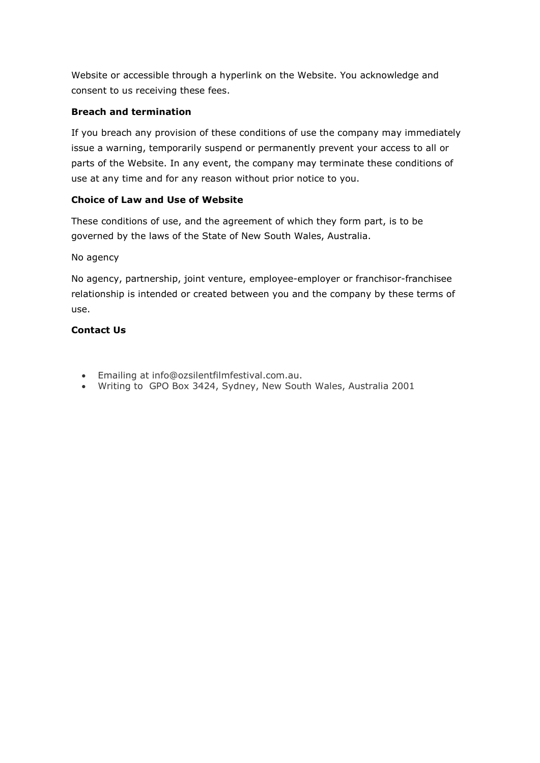Website or accessible through a hyperlink on the Website. You acknowledge and consent to us receiving these fees.

**Breach and termination**

If you breach any provision of these conditions of use the company may immediately issue a warning, temporarily suspend or permanently prevent your access to all or parts of the Website. In any event, the company may terminate these conditions of use at any time and for any reason without prior notice to you.

**Choice of Law and Use of Website**

These conditions of use, and the agreement of which they form part, is to be governed by the laws of the State of New South Wales, Australia.

No agency

No agency, partnership, joint venture, employee-employer or franchisor-franchisee relationship is intended or created between you and the company by these terms of use.

**Contact Us**

- Emailing at info@ozsilentfilmfestival.com.au.
- Writing to GPO Box 3424, Sydney, New South Wales, Australia 2001